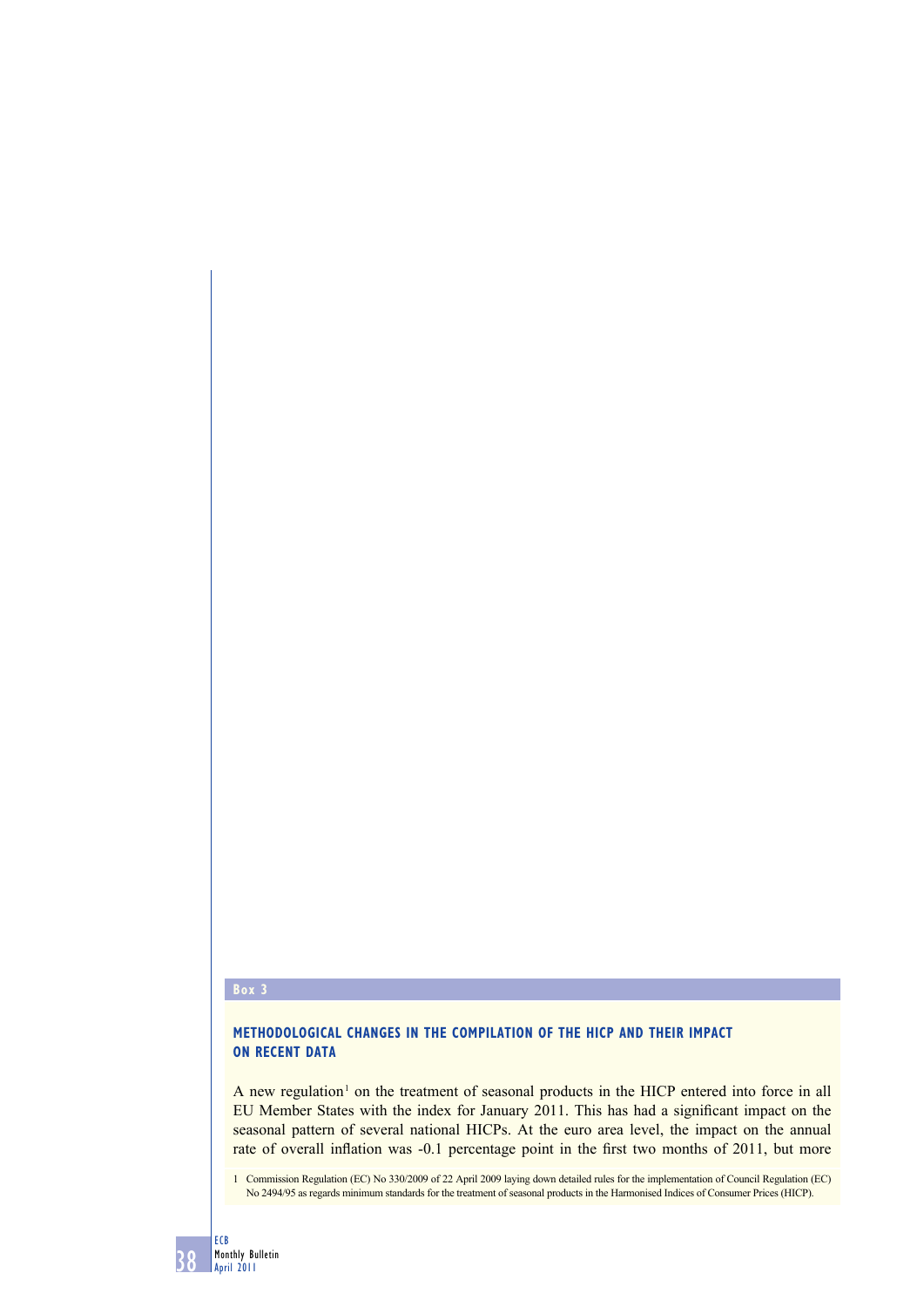**Box 3**

## METHODOLOGICAL CHANGES IN THE COMPILATION OF THE HICP AND THEIR IMPACT ON RECENT DATA

A new regulation[1] on the treatment of seasonal products in the HICP entered into force in all EU Member States with the index for January 2011. This has had a significant impact on the seasonal pattern of several national HICPs. At the euro area level, the impact on the annual rate of overall inflation was -0.1 percentage point in the first two months of 2011, but more

1 Commission Regulation (EC) No 330/2009 of 22 April 2009 laying down detailed rules for the implementation of Council Regulation (EC) No 2494/95 as regards minimum standards for the treatment of seasonal products in the Harmonised Indices of Consumer Prices (HICP).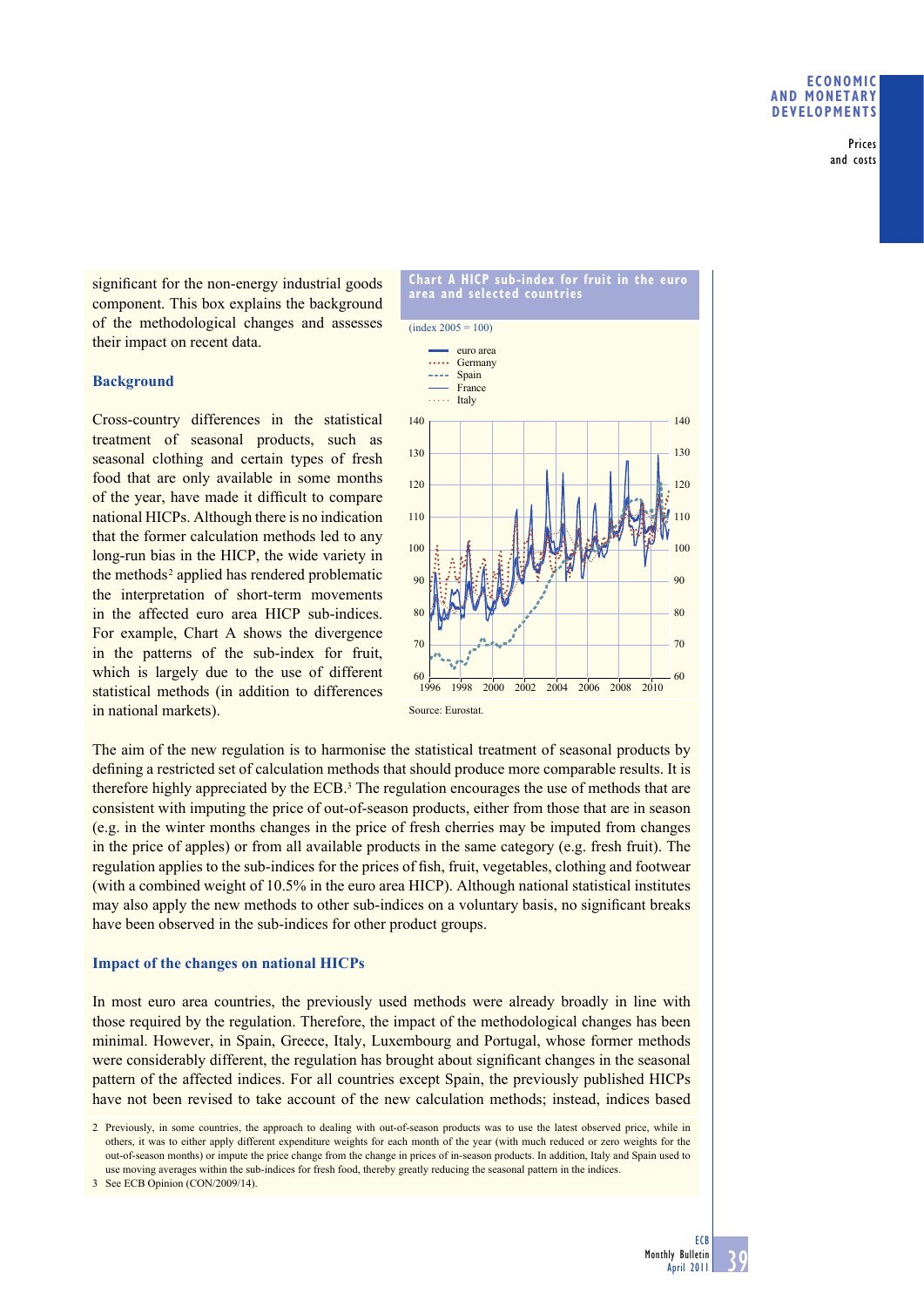significant for the non-energy industrial goods component. This box explains the background of the methodological changes and assesses their impact on recent data.

### Background

Cross-country differences in the statistical treatment of seasonal products, such as seasonal clothing and certain types of fresh food that are only available in some months of the year, have made it difficult to compare national HICPs. Although there is no indication that the former calculation methods led to any long-run bias in the HICP, the wide variety in the methods[2] applied has rendered problematic the interpretation of short-term movements in the affected euro area HICP sub-indices. For example, Chart A shows the divergence in the patterns of the sub-index for fruit, which is largely due to the use of different statistical methods (in addition to differences in national markets).

**Chart A HICP sub-index for fruit in the euro area and selected countries**

(index 2005 = 100)

- euro area
- Germany
- Spain
- France
- Italy

Source: Eurostat.

The aim of the new regulation is to harmonise the statistical treatment of seasonal products by defining a restricted set of calculation methods that should produce more comparable results. It is therefore highly appreciated by the ECB.[3] The regulation encourages the use of methods that are consistent with imputing the price of out-of-season products, either from those that are in season (e.g. in the winter months changes in the price of fresh cherries may be imputed from changes in the price of apples) or from all available products in the same category (e.g. fresh fruit). The regulation applies to the sub-indices for the prices of fish, fruit, vegetables, clothing and footwear (with a combined weight of 10.5% in the euro area HICP). Although national statistical institutes may also apply the new methods to other sub-indices on a voluntary basis, no significant breaks have been observed in the sub-indices for other product groups.

### Impact of the changes on national HICPs

In most euro area countries, the previously used methods were already broadly in line with those required by the regulation. Therefore, the impact of the methodological changes has been minimal. However, in Spain, Greece, Italy, Luxembourg and Portugal, whose former methods were considerably different, the regulation has brought about significant changes in the seasonal pattern of the affected indices. For all countries except Spain, the previously published HICPs have not been revised to take account of the new calculation methods; instead, indices based

2 Previously, in some countries, the approach to dealing with out-of-season products was to use the latest observed price, while in others, it was to either apply different expenditure weights for each month of the year (with much reduced or zero weights for the out-of-season months) or impute the price change from the change in prices of in-season products. In addition, Italy and Spain used to use moving averages within the sub-indices for fresh food, thereby greatly reducing the seasonal pattern in the indices.

3 See ECB Opinion (CON/2009/14).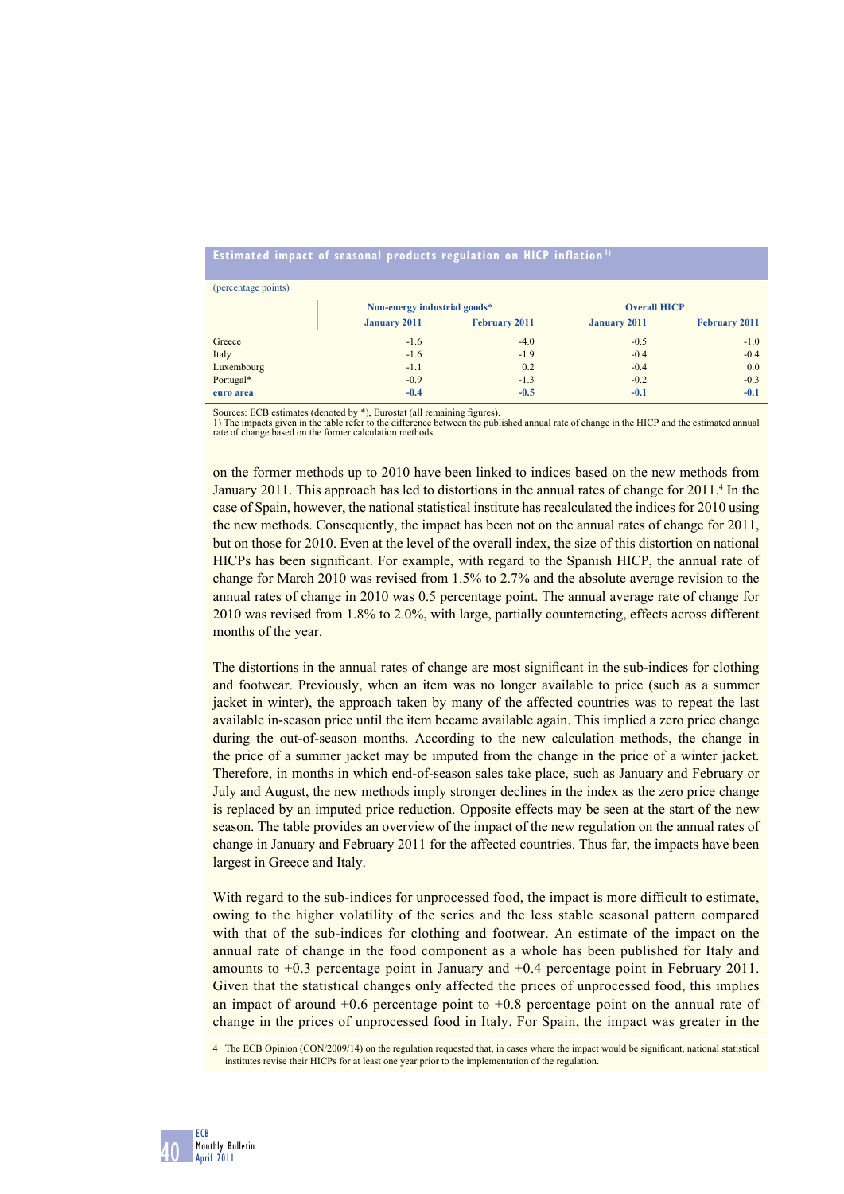**Estimated impact of seasonal products regulation on HICP inflation** [1]

(percentage points)

| | Non-energy industrial goods* | | Overall HICP | |
|---|---|---|---|---|
| | January 2011 | February 2011 | January 2011 | February 2011 |
| Greece | -1.6 | -4.0 | -0.5 | -1.0 |
| Italy | -1.6 | -1.9 | -0.4 | -0.4 |
| Luxembourg | -1.1 | 0.2 | -0.4 | 0.0 |
| Portugal* | -0.9 | -1.3 | -0.2 | -0.3 |
| **euro area** | **-0.4** | **-0.5** | **-0.1** | **-0.1** |

Sources: ECB estimates (denoted by *), Eurostat (all remaining figures).
1) The impacts given in the table refer to the difference between the published annual rate of change in the HICP and the estimated annual rate of change based on the former calculation methods.

on the former methods up to 2010 have been linked to indices based on the new methods from January 2011. This approach has led to distortions in the annual rates of change for 2011.[4] In the case of Spain, however, the national statistical institute has recalculated the indices for 2010 using the new methods. Consequently, the impact has been not on the annual rates of change for 2011, but on those for 2010. Even at the level of the overall index, the size of this distortion on national HICPs has been significant. For example, with regard to the Spanish HICP, the annual rate of change for March 2010 was revised from 1.5% to 2.7% and the absolute average revision to the annual rates of change in 2010 was 0.5 percentage point. The annual average rate of change for 2010 was revised from 1.8% to 2.0%, with large, partially counteracting, effects across different months of the year.

The distortions in the annual rates of change are most significant in the sub-indices for clothing and footwear. Previously, when an item was no longer available to price (such as a summer jacket in winter), the approach taken by many of the affected countries was to repeat the last available in-season price until the item became available again. This implied a zero price change during the out-of-season months. According to the new calculation methods, the change in the price of a summer jacket may be imputed from the change in the price of a winter jacket. Therefore, in months in which end-of-season sales take place, such as January and February or July and August, the new methods imply stronger declines in the index as the zero price change is replaced by an imputed price reduction. Opposite effects may be seen at the start of the new season. The table provides an overview of the impact of the new regulation on the annual rates of change in January and February 2011 for the affected countries. Thus far, the impacts have been largest in Greece and Italy.

With regard to the sub-indices for unprocessed food, the impact is more difficult to estimate, owing to the higher volatility of the series and the less stable seasonal pattern compared with that of the sub-indices for clothing and footwear. An estimate of the impact on the annual rate of change in the food component as a whole has been published for Italy and amounts to +0.3 percentage point in January and +0.4 percentage point in February 2011. Given that the statistical changes only affected the prices of unprocessed food, this implies an impact of around +0.6 percentage point to +0.8 percentage point on the annual rate of change in the prices of unprocessed food in Italy. For Spain, the impact was greater in the

4 The ECB Opinion (CON/2009/14) on the regulation requested that, in cases where the impact would be significant, national statistical institutes revise their HICPs for at least one year prior to the implementation of the regulation.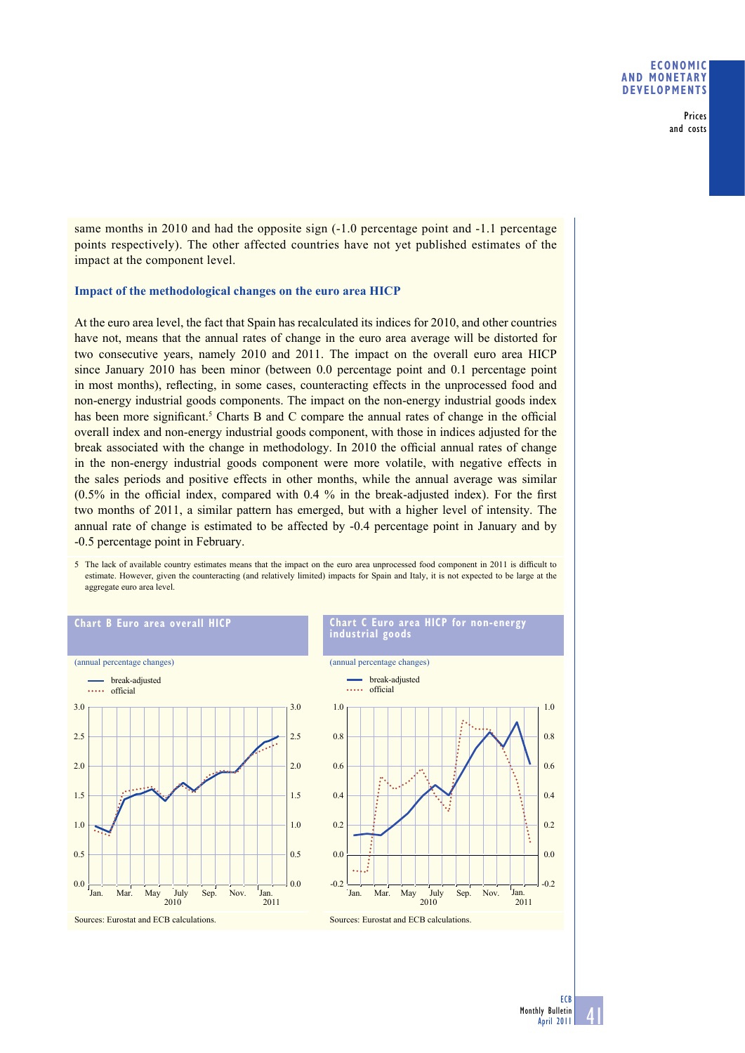same months in 2010 and had the opposite sign (-1.0 percentage point and -1.1 percentage points respectively). The other affected countries have not yet published estimates of the impact at the component level.

### Impact of the methodological changes on the euro area HICP

At the euro area level, the fact that Spain has recalculated its indices for 2010, and other countries have not, means that the annual rates of change in the euro area average will be distorted for two consecutive years, namely 2010 and 2011. The impact on the overall euro area HICP since January 2010 has been minor (between 0.0 percentage point and 0.1 percentage point in most months), reflecting, in some cases, counteracting effects in the unprocessed food and non-energy industrial goods components. The impact on the non-energy industrial goods index has been more significant.[5] Charts B and C compare the annual rates of change in the official overall index and non-energy industrial goods component, with those in indices adjusted for the break associated with the change in methodology. In 2010 the official annual rates of change in the non-energy industrial goods component were more volatile, with negative effects in the sales periods and positive effects in other months, while the annual average was similar (0.5% in the official index, compared with 0.4 % in the break-adjusted index). For the first two months of 2011, a similar pattern has emerged, but with a higher level of intensity. The annual rate of change is estimated to be affected by -0.4 percentage point in January and by -0.5 percentage point in February.

5 The lack of available country estimates means that the impact on the euro area unprocessed food component in 2011 is difficult to estimate. However, given the counteracting (and relatively limited) impacts for Spain and Italy, it is not expected to be large at the aggregate euro area level.

**Chart B Euro area overall HICP**

(annual percentage changes)

Sources: Eurostat and ECB calculations.

**Chart C Euro area HICP for non-energy industrial goods**

(annual percentage changes)

Sources: Eurostat and ECB calculations.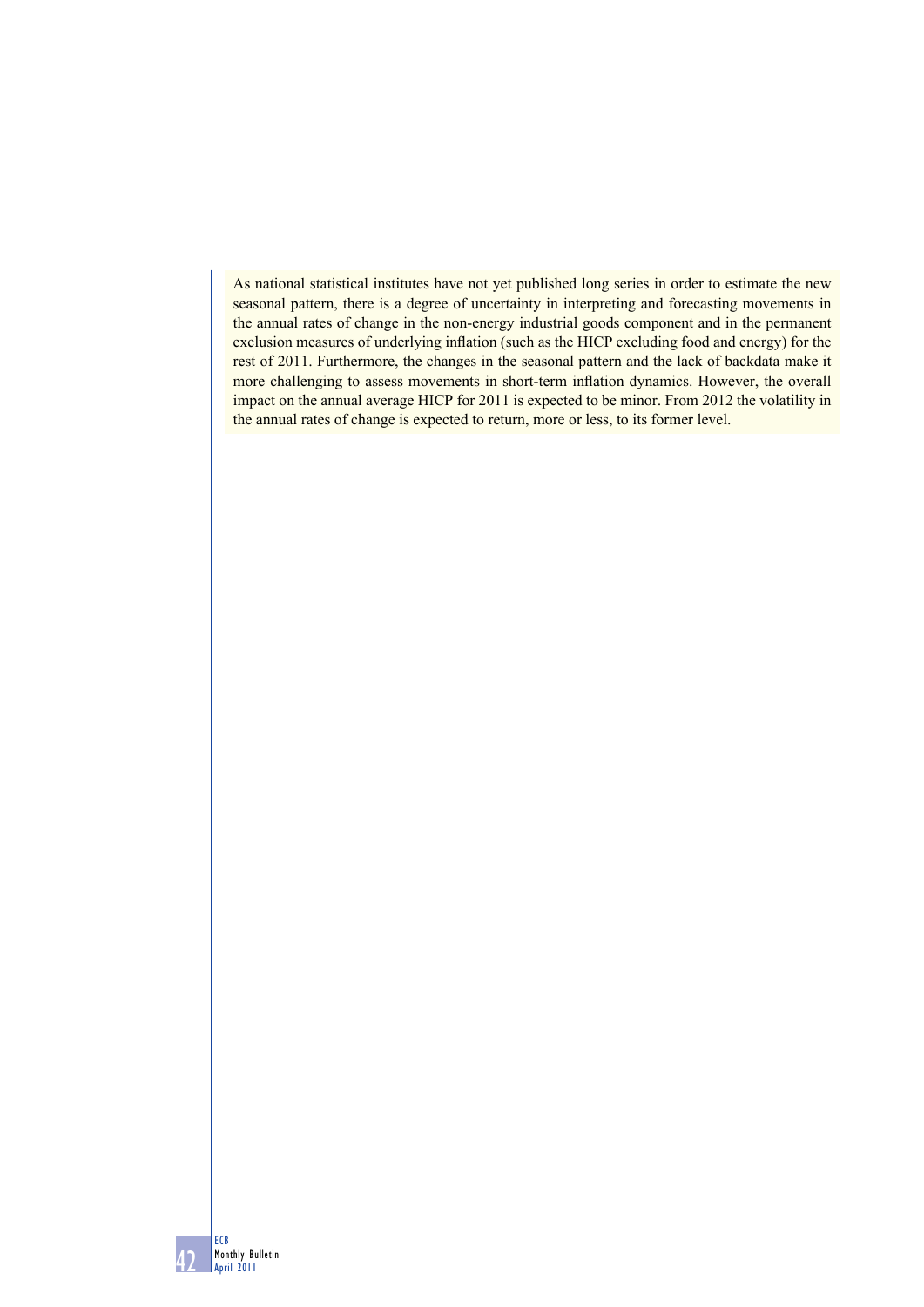As national statistical institutes have not yet published long series in order to estimate the new seasonal pattern, there is a degree of uncertainty in interpreting and forecasting movements in the annual rates of change in the non-energy industrial goods component and in the permanent exclusion measures of underlying inflation (such as the HICP excluding food and energy) for the rest of 2011. Furthermore, the changes in the seasonal pattern and the lack of backdata make it more challenging to assess movements in short-term inflation dynamics. However, the overall impact on the annual average HICP for 2011 is expected to be minor. From 2012 the volatility in the annual rates of change is expected to return, more or less, to its former level.